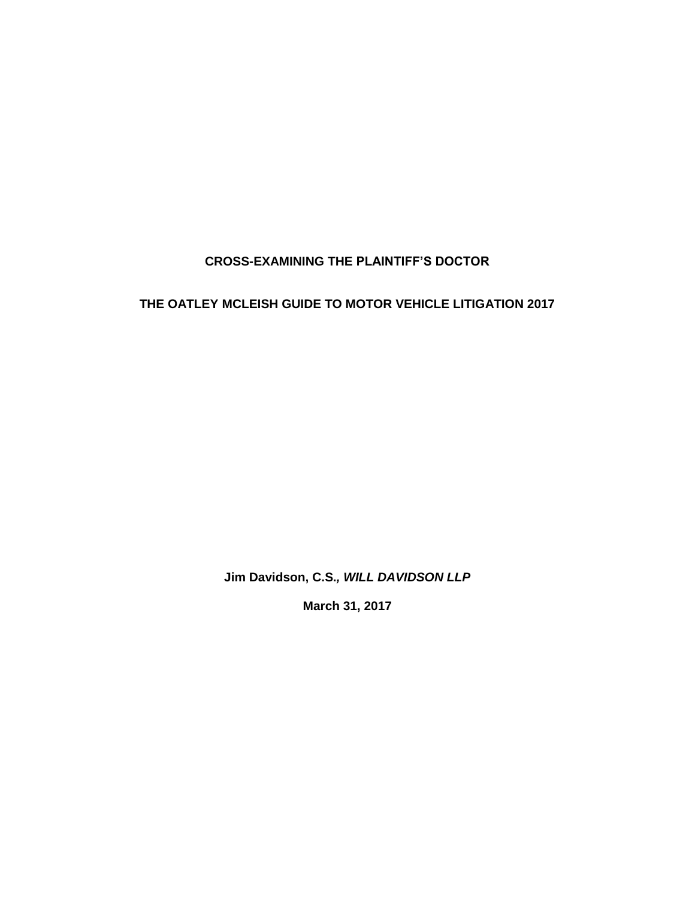# CROSS-EXAMINING THE PLAINTIFF'S DOCTOR

## THE OATLEY MCLEISH GUIDE TO MOTOR VEHICLE LITIGATION 2017

**Jim Davidson, C.S.*, WILL DAVIDSON LLP***

**March 31, 2017**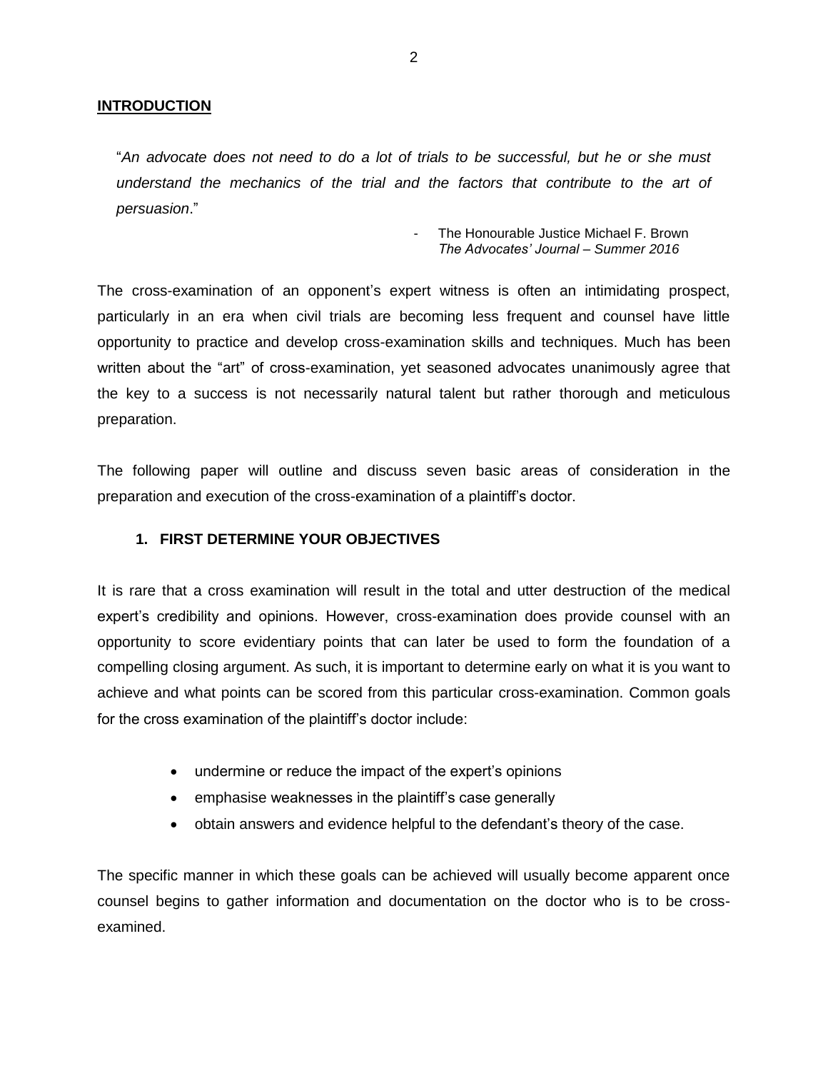## INTRODUCTION

> "*An advocate does not need to do a lot of trials to be successful, but he or she must understand the mechanics of the trial and the factors that contribute to the art of persuasion*."
>
> - The Honourable Justice Michael F. Brown
> *The Advocates' Journal – Summer 2016*

The cross-examination of an opponent's expert witness is often an intimidating prospect, particularly in an era when civil trials are becoming less frequent and counsel have little opportunity to practice and develop cross-examination skills and techniques. Much has been written about the "art" of cross-examination, yet seasoned advocates unanimously agree that the key to a success is not necessarily natural talent but rather thorough and meticulous preparation.

The following paper will outline and discuss seven basic areas of consideration in the preparation and execution of the cross-examination of a plaintiff's doctor.

### 1. FIRST DETERMINE YOUR OBJECTIVES

It is rare that a cross examination will result in the total and utter destruction of the medical expert's credibility and opinions. However, cross-examination does provide counsel with an opportunity to score evidentiary points that can later be used to form the foundation of a compelling closing argument. As such, it is important to determine early on what it is you want to achieve and what points can be scored from this particular cross-examination. Common goals for the cross examination of the plaintiff's doctor include:

- undermine or reduce the impact of the expert's opinions
- emphasise weaknesses in the plaintiff's case generally
- obtain answers and evidence helpful to the defendant's theory of the case.

The specific manner in which these goals can be achieved will usually become apparent once counsel begins to gather information and documentation on the doctor who is to be cross-examined.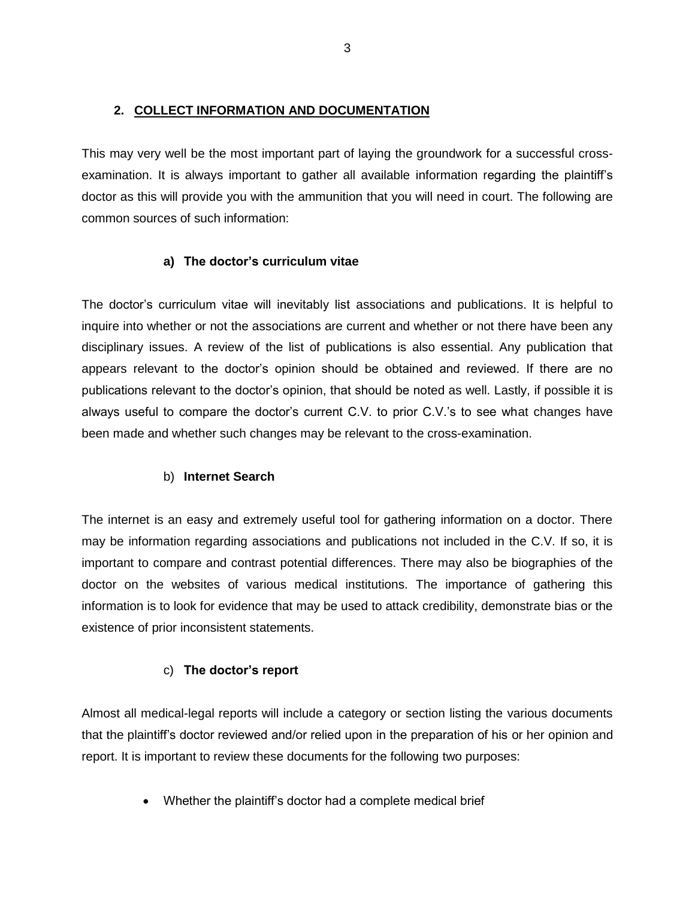## 2. COLLECT INFORMATION AND DOCUMENTATION

This may very well be the most important part of laying the groundwork for a successful cross-examination. It is always important to gather all available information regarding the plaintiff's doctor as this will provide you with the ammunition that you will need in court. The following are common sources of such information:

### a) The doctor's curriculum vitae

The doctor's curriculum vitae will inevitably list associations and publications. It is helpful to inquire into whether or not the associations are current and whether or not there have been any disciplinary issues. A review of the list of publications is also essential. Any publication that appears relevant to the doctor's opinion should be obtained and reviewed. If there are no publications relevant to the doctor's opinion, that should be noted as well. Lastly, if possible it is always useful to compare the doctor's current C.V. to prior C.V.'s to see what changes have been made and whether such changes may be relevant to the cross-examination.

### b) Internet Search

The internet is an easy and extremely useful tool for gathering information on a doctor. There may be information regarding associations and publications not included in the C.V. If so, it is important to compare and contrast potential differences. There may also be biographies of the doctor on the websites of various medical institutions. The importance of gathering this information is to look for evidence that may be used to attack credibility, demonstrate bias or the existence of prior inconsistent statements.

### c) The doctor's report

Almost all medical-legal reports will include a category or section listing the various documents that the plaintiff's doctor reviewed and/or relied upon in the preparation of his or her opinion and report. It is important to review these documents for the following two purposes:

- Whether the plaintiff's doctor had a complete medical brief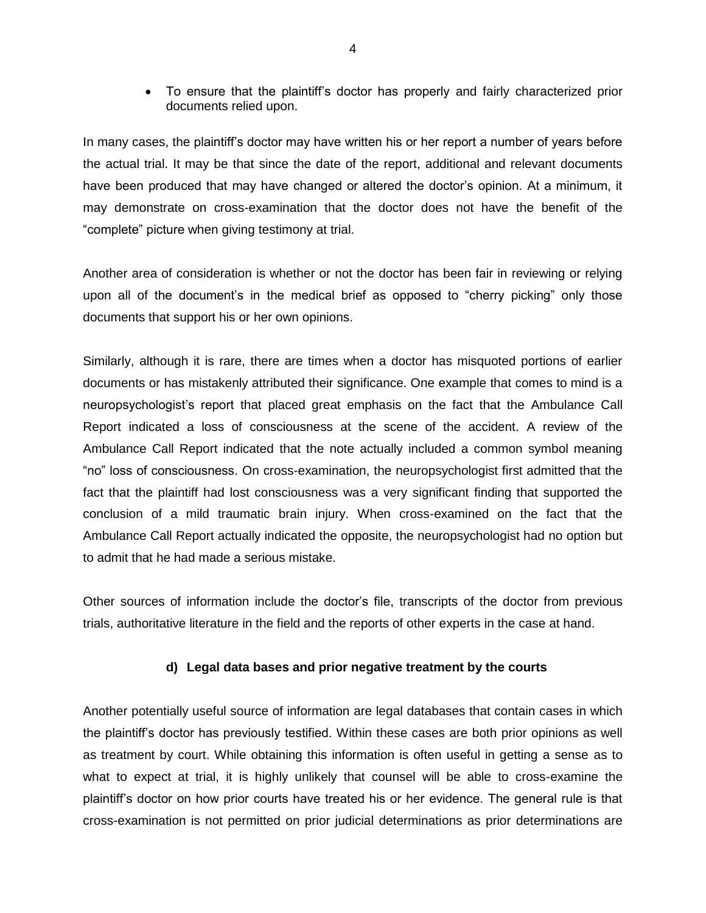- To ensure that the plaintiff's doctor has properly and fairly characterized prior documents relied upon.

In many cases, the plaintiff's doctor may have written his or her report a number of years before the actual trial. It may be that since the date of the report, additional and relevant documents have been produced that may have changed or altered the doctor's opinion. At a minimum, it may demonstrate on cross-examination that the doctor does not have the benefit of the "complete" picture when giving testimony at trial.

Another area of consideration is whether or not the doctor has been fair in reviewing or relying upon all of the document's in the medical brief as opposed to "cherry picking" only those documents that support his or her own opinions.

Similarly, although it is rare, there are times when a doctor has misquoted portions of earlier documents or has mistakenly attributed their significance. One example that comes to mind is a neuropsychologist's report that placed great emphasis on the fact that the Ambulance Call Report indicated a loss of consciousness at the scene of the accident. A review of the Ambulance Call Report indicated that the note actually included a common symbol meaning "no" loss of consciousness. On cross-examination, the neuropsychologist first admitted that the fact that the plaintiff had lost consciousness was a very significant finding that supported the conclusion of a mild traumatic brain injury. When cross-examined on the fact that the Ambulance Call Report actually indicated the opposite, the neuropsychologist had no option but to admit that he had made a serious mistake.

Other sources of information include the doctor's file, transcripts of the doctor from previous trials, authoritative literature in the field and the reports of other experts in the case at hand.

### d) Legal data bases and prior negative treatment by the courts

Another potentially useful source of information are legal databases that contain cases in which the plaintiff's doctor has previously testified. Within these cases are both prior opinions as well as treatment by court. While obtaining this information is often useful in getting a sense as to what to expect at trial, it is highly unlikely that counsel will be able to cross-examine the plaintiff's doctor on how prior courts have treated his or her evidence. The general rule is that cross-examination is not permitted on prior judicial determinations as prior determinations are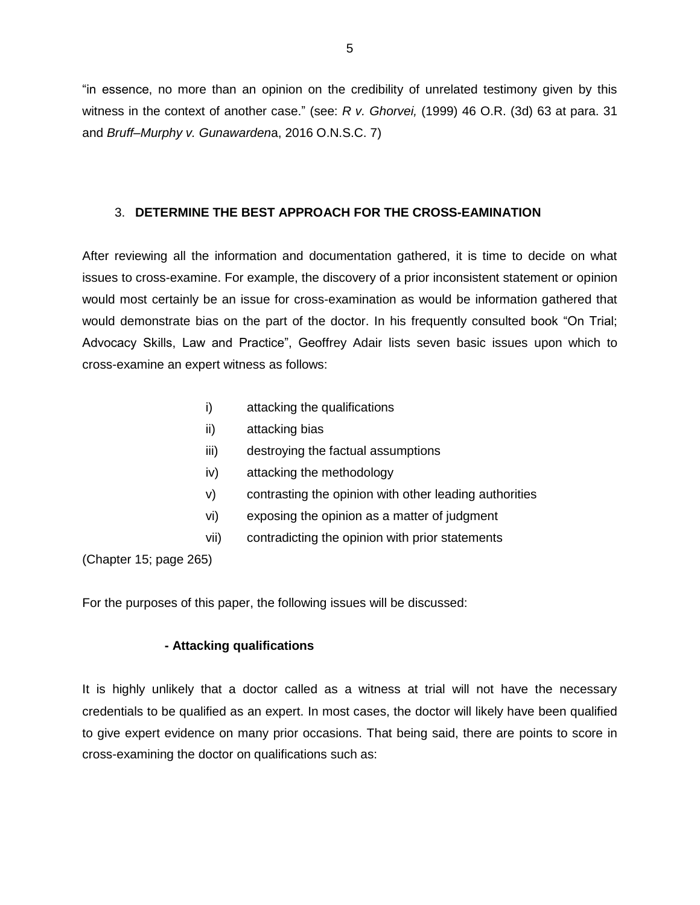"in essence, no more than an opinion on the credibility of unrelated testimony given by this witness in the context of another case." (see: *R v. Ghorvei,* (1999) 46 O.R. (3d) 63 at para. 31 and *Bruff–Murphy v. Gunawarden*a, 2016 O.N.S.C. 7)

## 3. **DETERMINE THE BEST APPROACH FOR THE CROSS-EAMINATION**

After reviewing all the information and documentation gathered, it is time to decide on what issues to cross-examine. For example, the discovery of a prior inconsistent statement or opinion would most certainly be an issue for cross-examination as would be information gathered that would demonstrate bias on the part of the doctor. In his frequently consulted book "On Trial; Advocacy Skills, Law and Practice", Geoffrey Adair lists seven basic issues upon which to cross-examine an expert witness as follows:

- i) attacking the qualifications
- ii) attacking bias
- iii) destroying the factual assumptions
- iv) attacking the methodology
- v) contrasting the opinion with other leading authorities
- vi) exposing the opinion as a matter of judgment
- vii) contradicting the opinion with prior statements

(Chapter 15; page 265)

For the purposes of this paper, the following issues will be discussed:

**- Attacking qualifications**

It is highly unlikely that a doctor called as a witness at trial will not have the necessary credentials to be qualified as an expert. In most cases, the doctor will likely have been qualified to give expert evidence on many prior occasions. That being said, there are points to score in cross-examining the doctor on qualifications such as: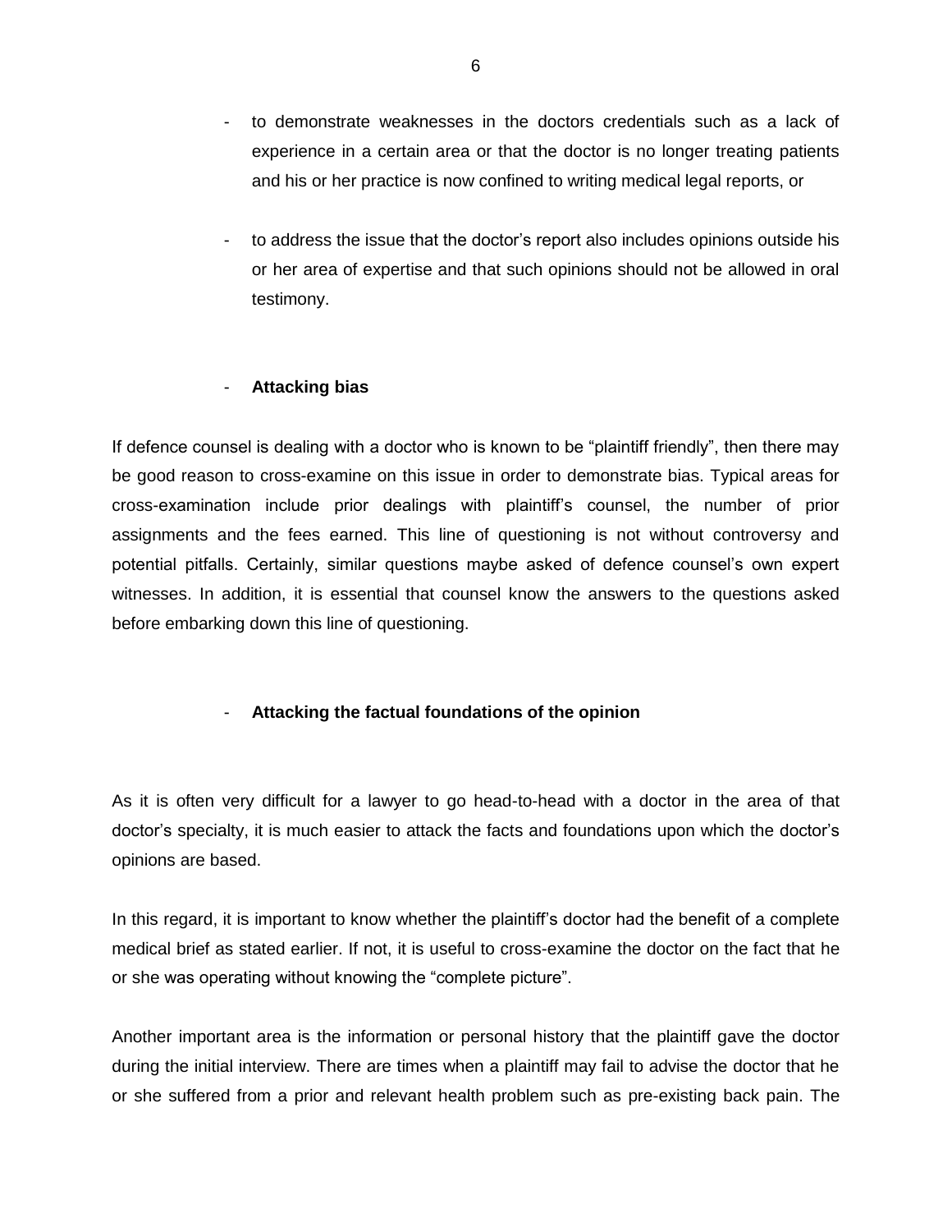- to demonstrate weaknesses in the doctors credentials such as a lack of experience in a certain area or that the doctor is no longer treating patients and his or her practice is now confined to writing medical legal reports, or

- to address the issue that the doctor's report also includes opinions outside his or her area of expertise and that such opinions should not be allowed in oral testimony.

- **Attacking bias**

If defence counsel is dealing with a doctor who is known to be "plaintiff friendly", then there may be good reason to cross-examine on this issue in order to demonstrate bias. Typical areas for cross-examination include prior dealings with plaintiff's counsel, the number of prior assignments and the fees earned. This line of questioning is not without controversy and potential pitfalls. Certainly, similar questions maybe asked of defence counsel's own expert witnesses. In addition, it is essential that counsel know the answers to the questions asked before embarking down this line of questioning.

- **Attacking the factual foundations of the opinion**

As it is often very difficult for a lawyer to go head-to-head with a doctor in the area of that doctor's specialty, it is much easier to attack the facts and foundations upon which the doctor's opinions are based.

In this regard, it is important to know whether the plaintiff's doctor had the benefit of a complete medical brief as stated earlier. If not, it is useful to cross-examine the doctor on the fact that he or she was operating without knowing the "complete picture".

Another important area is the information or personal history that the plaintiff gave the doctor during the initial interview. There are times when a plaintiff may fail to advise the doctor that he or she suffered from a prior and relevant health problem such as pre-existing back pain. The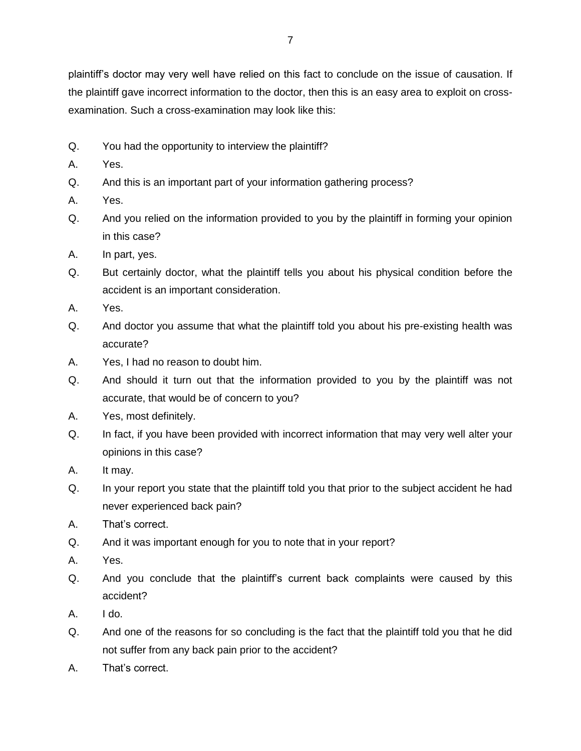plaintiff's doctor may very well have relied on this fact to conclude on the issue of causation. If the plaintiff gave incorrect information to the doctor, then this is an easy area to exploit on cross-examination. Such a cross-examination may look like this:

Q. You had the opportunity to interview the plaintiff?

A. Yes.

Q. And this is an important part of your information gathering process?

A. Yes.

Q. And you relied on the information provided to you by the plaintiff in forming your opinion in this case?

A. In part, yes.

Q. But certainly doctor, what the plaintiff tells you about his physical condition before the accident is an important consideration.

A. Yes.

Q. And doctor you assume that what the plaintiff told you about his pre-existing health was accurate?

A. Yes, I had no reason to doubt him.

Q. And should it turn out that the information provided to you by the plaintiff was not accurate, that would be of concern to you?

A. Yes, most definitely.

Q. In fact, if you have been provided with incorrect information that may very well alter your opinions in this case?

A. It may.

Q. In your report you state that the plaintiff told you that prior to the subject accident he had never experienced back pain?

A. That's correct.

Q. And it was important enough for you to note that in your report?

A. Yes.

Q. And you conclude that the plaintiff's current back complaints were caused by this accident?

A. I do.

Q. And one of the reasons for so concluding is the fact that the plaintiff told you that he did not suffer from any back pain prior to the accident?

A. That's correct.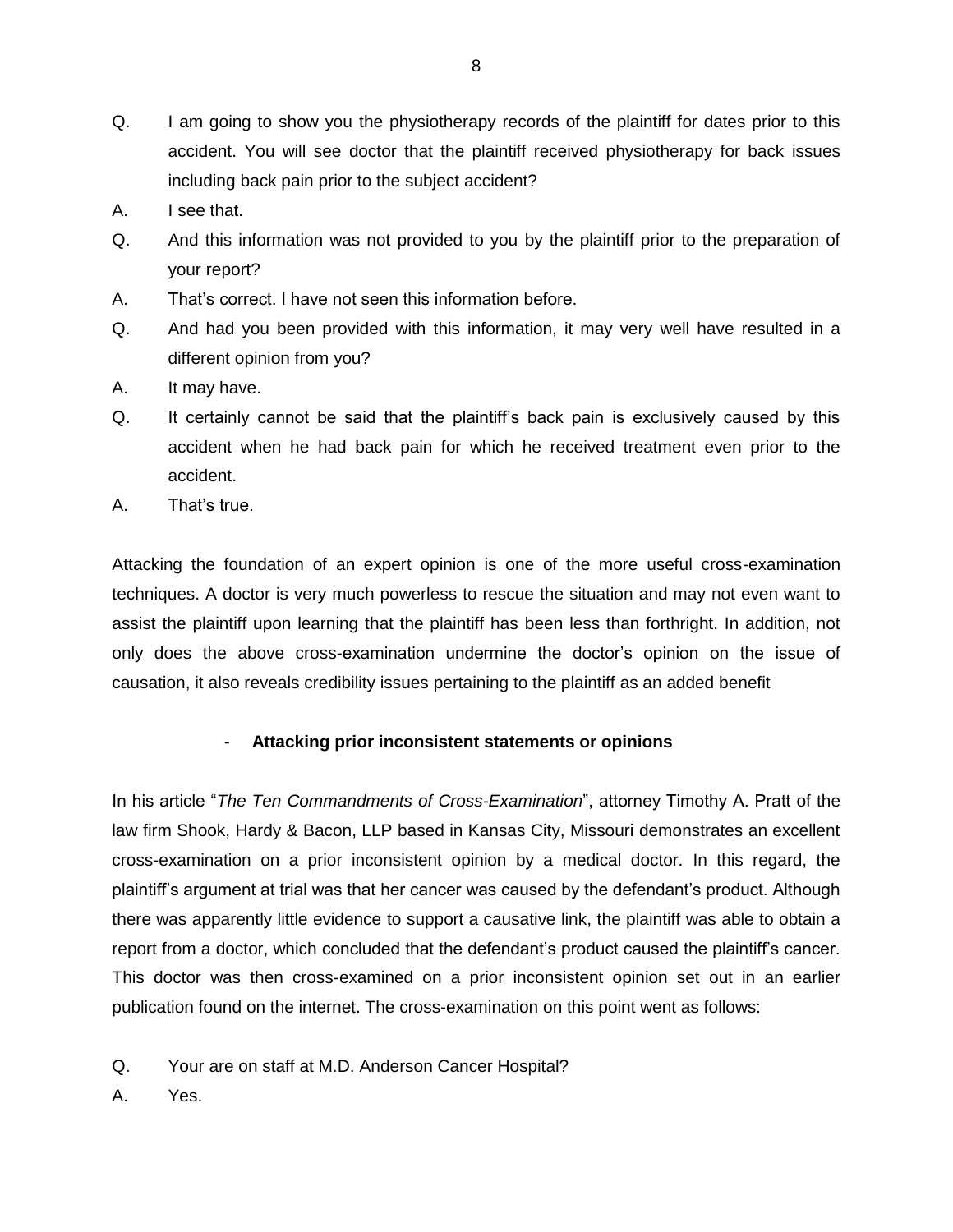Q. I am going to show you the physiotherapy records of the plaintiff for dates prior to this accident. You will see doctor that the plaintiff received physiotherapy for back issues including back pain prior to the subject accident?

A. I see that.

Q. And this information was not provided to you by the plaintiff prior to the preparation of your report?

A. That's correct. I have not seen this information before.

Q. And had you been provided with this information, it may very well have resulted in a different opinion from you?

A. It may have.

Q. It certainly cannot be said that the plaintiff's back pain is exclusively caused by this accident when he had back pain for which he received treatment even prior to the accident.

A. That's true.

Attacking the foundation of an expert opinion is one of the more useful cross-examination techniques. A doctor is very much powerless to rescue the situation and may not even want to assist the plaintiff upon learning that the plaintiff has been less than forthright. In addition, not only does the above cross-examination undermine the doctor's opinion on the issue of causation, it also reveals credibility issues pertaining to the plaintiff as an added benefit

- **Attacking prior inconsistent statements or opinions**

In his article "*The Ten Commandments of Cross-Examination*", attorney Timothy A. Pratt of the law firm Shook, Hardy & Bacon, LLP based in Kansas City, Missouri demonstrates an excellent cross-examination on a prior inconsistent opinion by a medical doctor. In this regard, the plaintiff's argument at trial was that her cancer was caused by the defendant's product. Although there was apparently little evidence to support a causative link, the plaintiff was able to obtain a report from a doctor, which concluded that the defendant's product caused the plaintiff's cancer. This doctor was then cross-examined on a prior inconsistent opinion set out in an earlier publication found on the internet. The cross-examination on this point went as follows:

Q. Your are on staff at M.D. Anderson Cancer Hospital?

A. Yes.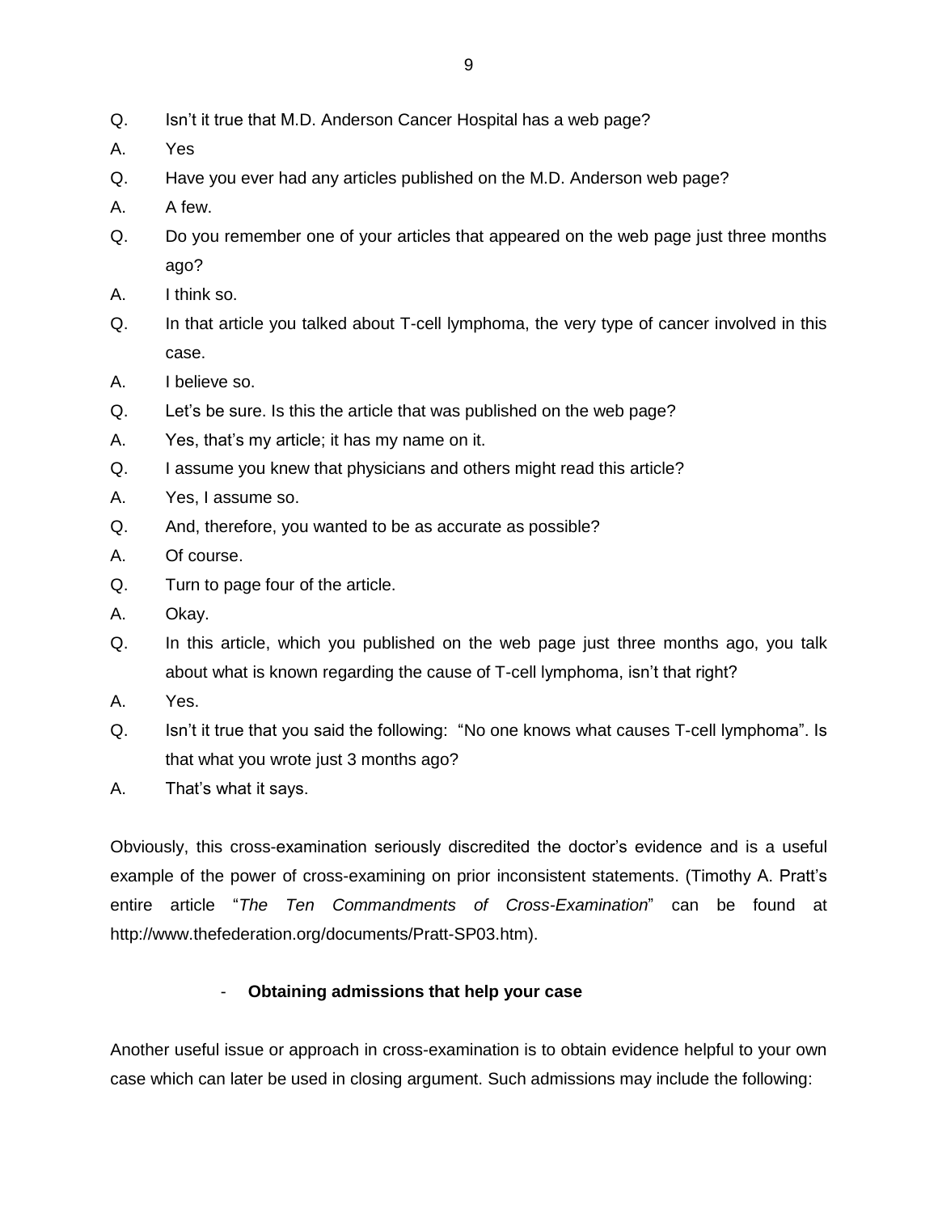Q. Isn't it true that M.D. Anderson Cancer Hospital has a web page?

A. Yes

Q. Have you ever had any articles published on the M.D. Anderson web page?

A. A few.

Q. Do you remember one of your articles that appeared on the web page just three months ago?

A. I think so.

Q. In that article you talked about T-cell lymphoma, the very type of cancer involved in this case.

A. I believe so.

Q. Let's be sure. Is this the article that was published on the web page?

A. Yes, that's my article; it has my name on it.

Q. I assume you knew that physicians and others might read this article?

A. Yes, I assume so.

Q. And, therefore, you wanted to be as accurate as possible?

A. Of course.

Q. Turn to page four of the article.

A. Okay.

Q. In this article, which you published on the web page just three months ago, you talk about what is known regarding the cause of T-cell lymphoma, isn't that right?

A. Yes.

Q. Isn't it true that you said the following: "No one knows what causes T-cell lymphoma". Is that what you wrote just 3 months ago?

A. That's what it says.

Obviously, this cross-examination seriously discredited the doctor's evidence and is a useful example of the power of cross-examining on prior inconsistent statements. (Timothy A. Pratt's entire article "*The Ten Commandments of Cross-Examination*" can be found at http://www.thefederation.org/documents/Pratt-SP03.htm).

- **Obtaining admissions that help your case**

Another useful issue or approach in cross-examination is to obtain evidence helpful to your own case which can later be used in closing argument. Such admissions may include the following: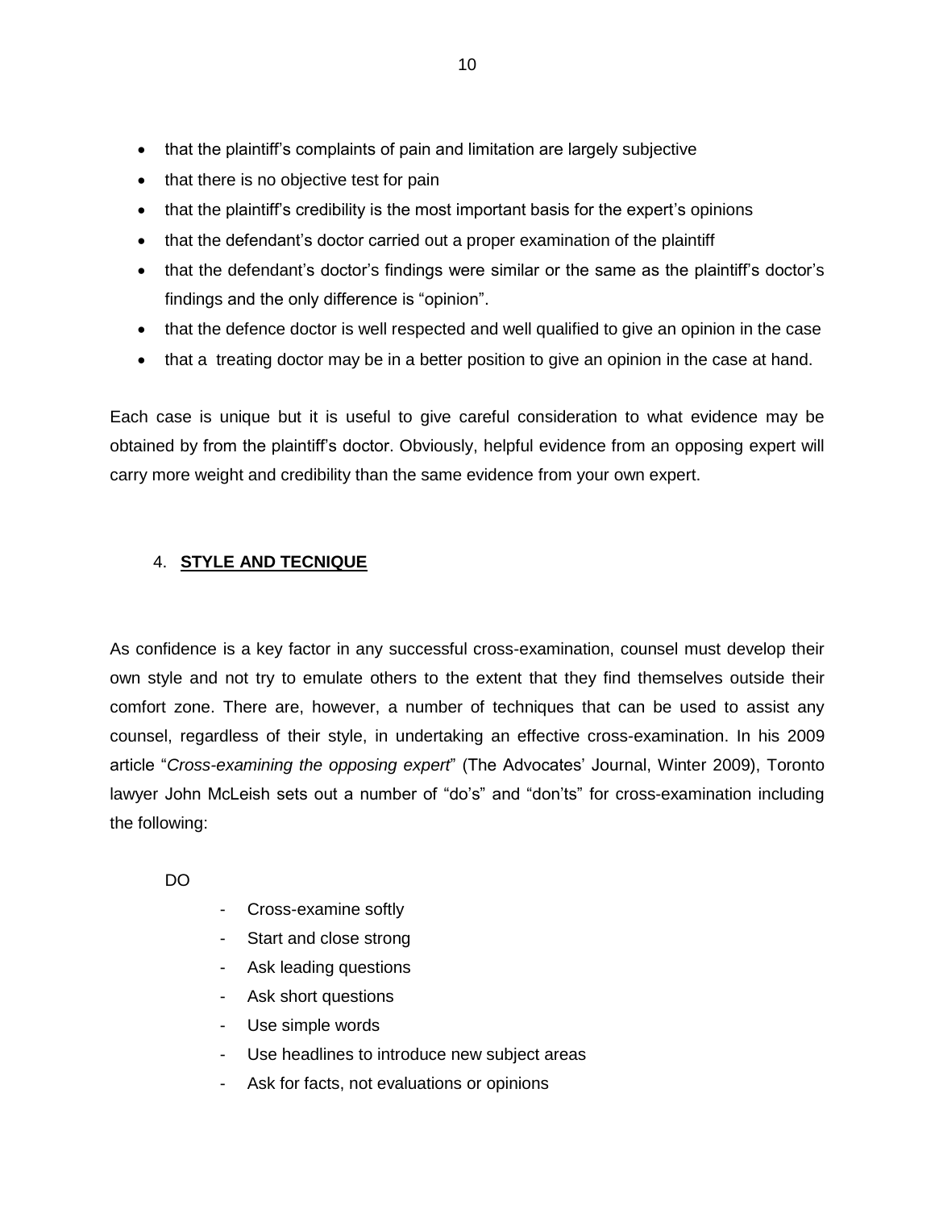- that the plaintiff's complaints of pain and limitation are largely subjective
- that there is no objective test for pain
- that the plaintiff's credibility is the most important basis for the expert's opinions
- that the defendant's doctor carried out a proper examination of the plaintiff
- that the defendant's doctor's findings were similar or the same as the plaintiff's doctor's findings and the only difference is "opinion".
- that the defence doctor is well respected and well qualified to give an opinion in the case
- that a treating doctor may be in a better position to give an opinion in the case at hand.

Each case is unique but it is useful to give careful consideration to what evidence may be obtained by from the plaintiff's doctor. Obviously, helpful evidence from an opposing expert will carry more weight and credibility than the same evidence from your own expert.

## 4. **STYLE AND TECNIQUE**

As confidence is a key factor in any successful cross-examination, counsel must develop their own style and not try to emulate others to the extent that they find themselves outside their comfort zone. There are, however, a number of techniques that can be used to assist any counsel, regardless of their style, in undertaking an effective cross-examination. In his 2009 article "*Cross-examining the opposing expert*" (The Advocates' Journal, Winter 2009), Toronto lawyer John McLeish sets out a number of "do's" and "don'ts" for cross-examination including the following:

DO

- Cross-examine softly
- Start and close strong
- Ask leading questions
- Ask short questions
- Use simple words
- Use headlines to introduce new subject areas
- Ask for facts, not evaluations or opinions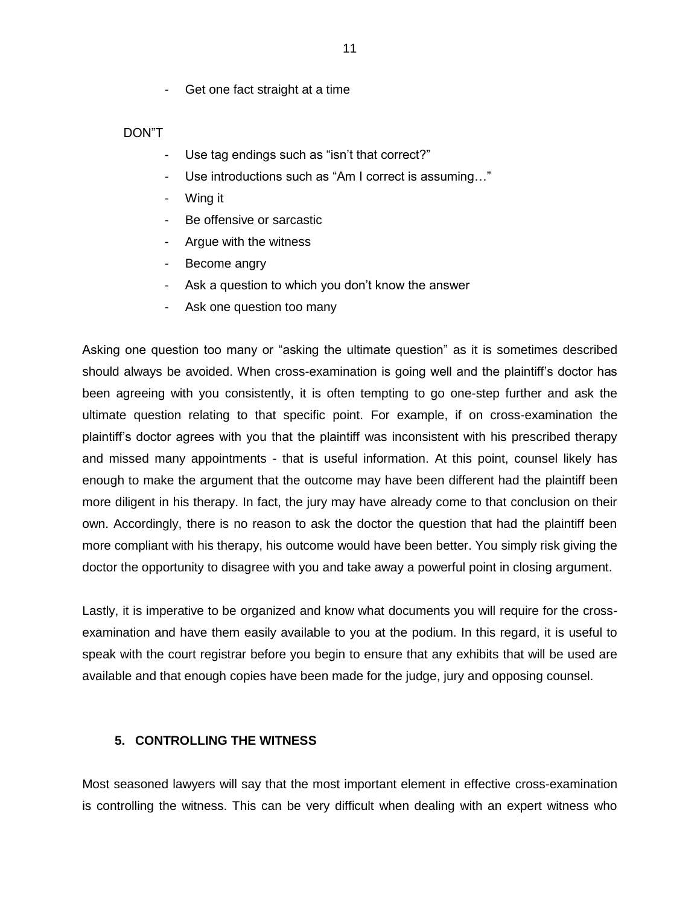- Get one fact straight at a time

DON"T

- Use tag endings such as “isn’t that correct?”
- Use introductions such as “Am I correct is assuming…”
- Wing it
- Be offensive or sarcastic
- Argue with the witness
- Become angry
- Ask a question to which you don’t know the answer
- Ask one question too many

Asking one question too many or “asking the ultimate question” as it is sometimes described should always be avoided. When cross-examination is going well and the plaintiff’s doctor has been agreeing with you consistently, it is often tempting to go one-step further and ask the ultimate question relating to that specific point. For example, if on cross-examination the plaintiff’s doctor agrees with you that the plaintiff was inconsistent with his prescribed therapy and missed many appointments - that is useful information. At this point, counsel likely has enough to make the argument that the outcome may have been different had the plaintiff been more diligent in his therapy. In fact, the jury may have already come to that conclusion on their own. Accordingly, there is no reason to ask the doctor the question that had the plaintiff been more compliant with his therapy, his outcome would have been better. You simply risk giving the doctor the opportunity to disagree with you and take away a powerful point in closing argument.

Lastly, it is imperative to be organized and know what documents you will require for the cross-examination and have them easily available to you at the podium. In this regard, it is useful to speak with the court registrar before you begin to ensure that any exhibits that will be used are available and that enough copies have been made for the judge, jury and opposing counsel.

## 5. CONTROLLING THE WITNESS

Most seasoned lawyers will say that the most important element in effective cross-examination is controlling the witness. This can be very difficult when dealing with an expert witness who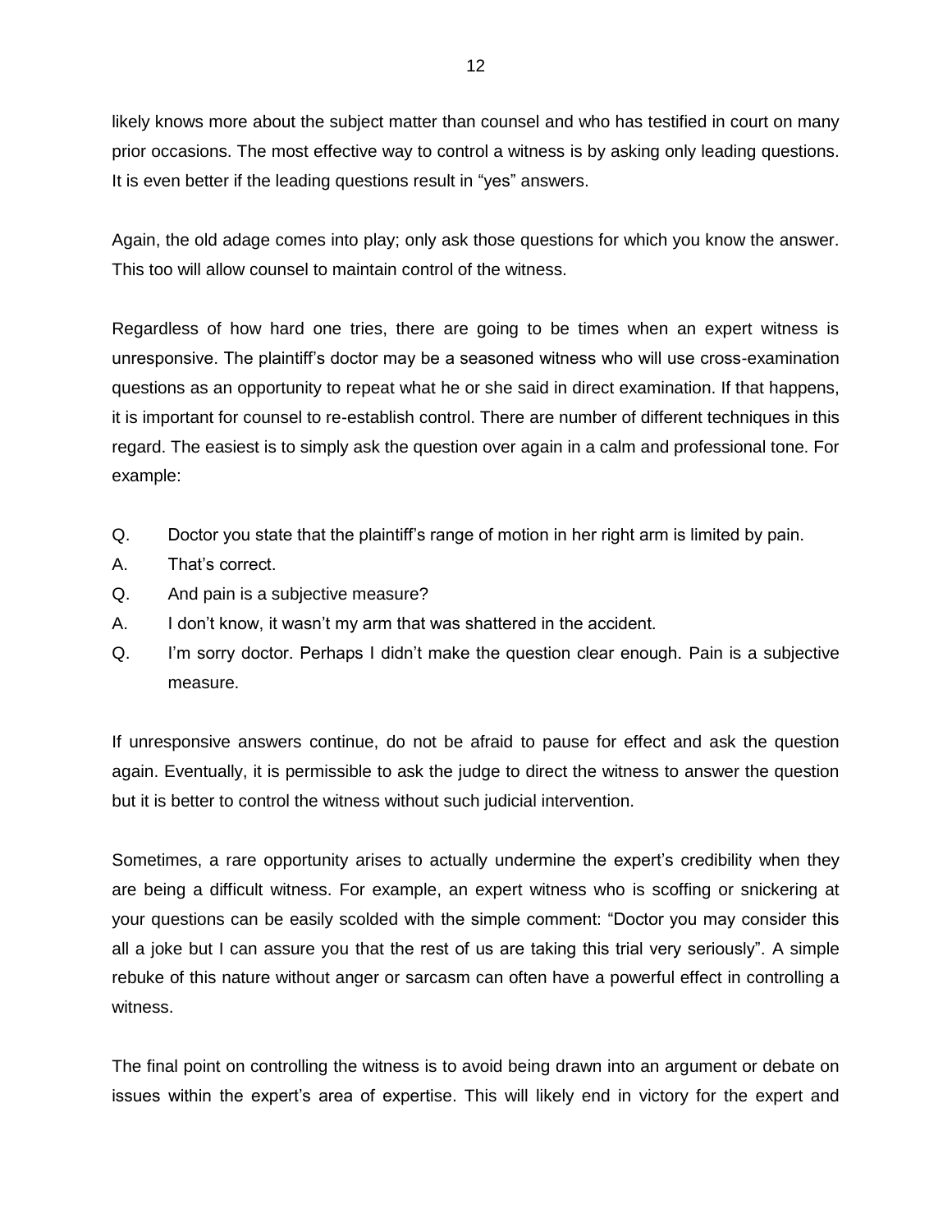likely knows more about the subject matter than counsel and who has testified in court on many prior occasions. The most effective way to control a witness is by asking only leading questions. It is even better if the leading questions result in "yes" answers.

Again, the old adage comes into play; only ask those questions for which you know the answer. This too will allow counsel to maintain control of the witness.

Regardless of how hard one tries, there are going to be times when an expert witness is unresponsive. The plaintiff's doctor may be a seasoned witness who will use cross-examination questions as an opportunity to repeat what he or she said in direct examination. If that happens, it is important for counsel to re-establish control. There are number of different techniques in this regard. The easiest is to simply ask the question over again in a calm and professional tone. For example:

Q. Doctor you state that the plaintiff's range of motion in her right arm is limited by pain.

A. That's correct.

Q. And pain is a subjective measure?

A. I don't know, it wasn't my arm that was shattered in the accident.

Q. I'm sorry doctor. Perhaps I didn't make the question clear enough. Pain is a subjective measure.

If unresponsive answers continue, do not be afraid to pause for effect and ask the question again. Eventually, it is permissible to ask the judge to direct the witness to answer the question but it is better to control the witness without such judicial intervention.

Sometimes, a rare opportunity arises to actually undermine the expert's credibility when they are being a difficult witness. For example, an expert witness who is scoffing or snickering at your questions can be easily scolded with the simple comment: "Doctor you may consider this all a joke but I can assure you that the rest of us are taking this trial very seriously". A simple rebuke of this nature without anger or sarcasm can often have a powerful effect in controlling a witness.

The final point on controlling the witness is to avoid being drawn into an argument or debate on issues within the expert's area of expertise. This will likely end in victory for the expert and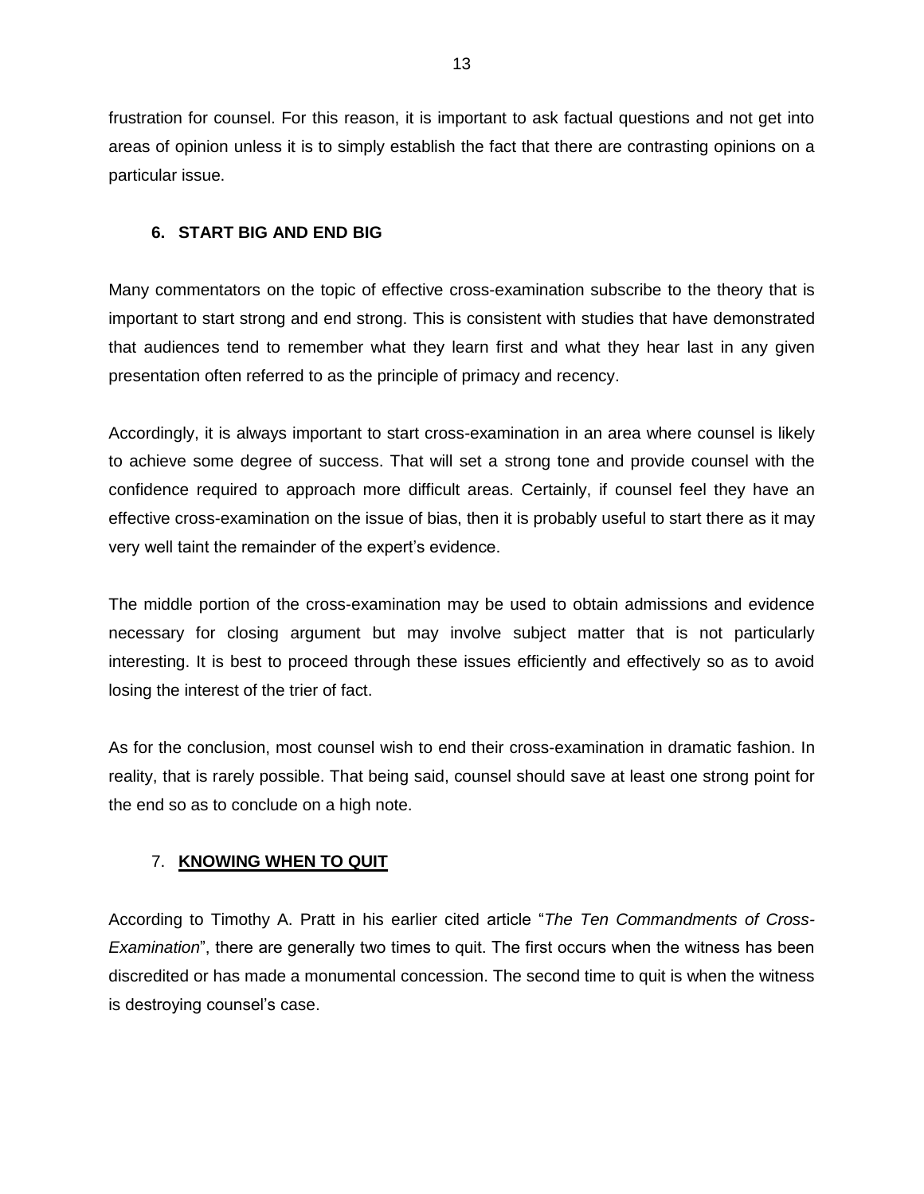frustration for counsel. For this reason, it is important to ask factual questions and not get into areas of opinion unless it is to simply establish the fact that there are contrasting opinions on a particular issue.

### 6. START BIG AND END BIG

Many commentators on the topic of effective cross-examination subscribe to the theory that is important to start strong and end strong. This is consistent with studies that have demonstrated that audiences tend to remember what they learn first and what they hear last in any given presentation often referred to as the principle of primacy and recency.

Accordingly, it is always important to start cross-examination in an area where counsel is likely to achieve some degree of success. That will set a strong tone and provide counsel with the confidence required to approach more difficult areas. Certainly, if counsel feel they have an effective cross-examination on the issue of bias, then it is probably useful to start there as it may very well taint the remainder of the expert's evidence.

The middle portion of the cross-examination may be used to obtain admissions and evidence necessary for closing argument but may involve subject matter that is not particularly interesting. It is best to proceed through these issues efficiently and effectively so as to avoid losing the interest of the trier of fact.

As for the conclusion, most counsel wish to end their cross-examination in dramatic fashion. In reality, that is rarely possible. That being said, counsel should save at least one strong point for the end so as to conclude on a high note.

### 7. **KNOWING WHEN TO QUIT**

According to Timothy A. Pratt in his earlier cited article "*The Ten Commandments of Cross-Examination*", there are generally two times to quit. The first occurs when the witness has been discredited or has made a monumental concession. The second time to quit is when the witness is destroying counsel's case.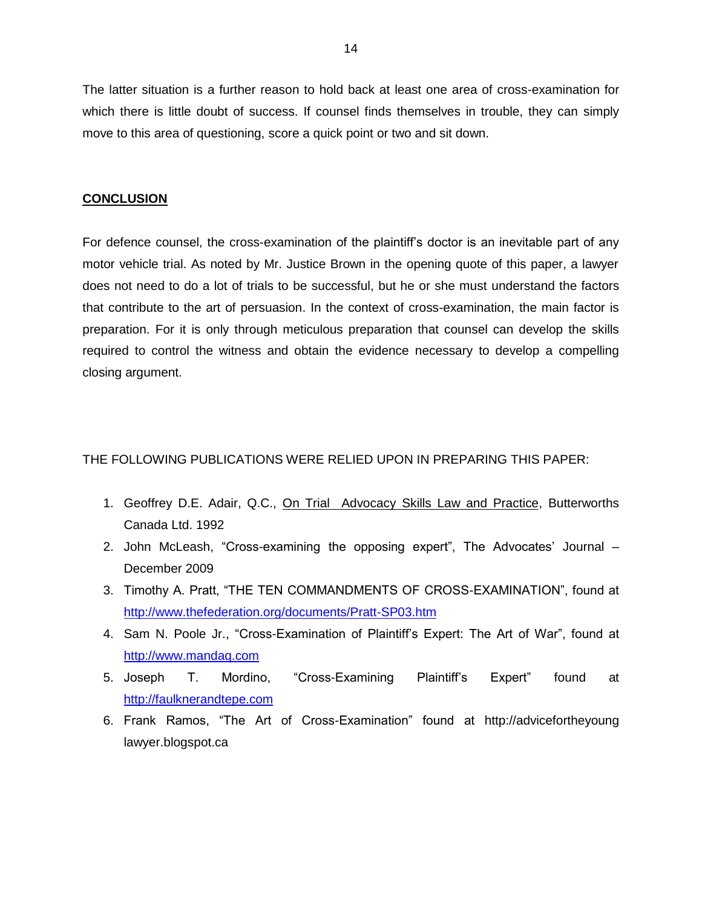The latter situation is a further reason to hold back at least one area of cross-examination for which there is little doubt of success. If counsel finds themselves in trouble, they can simply move to this area of questioning, score a quick point or two and sit down.

## CONCLUSION

For defence counsel, the cross-examination of the plaintiff's doctor is an inevitable part of any motor vehicle trial. As noted by Mr. Justice Brown in the opening quote of this paper, a lawyer does not need to do a lot of trials to be successful, but he or she must understand the factors that contribute to the art of persuasion. In the context of cross-examination, the main factor is preparation. For it is only through meticulous preparation that counsel can develop the skills required to control the witness and obtain the evidence necessary to develop a compelling closing argument.

THE FOLLOWING PUBLICATIONS WERE RELIED UPON IN PREPARING THIS PAPER:

1. Geoffrey D.E. Adair, Q.C., On Trial  Advocacy Skills Law and Practice, Butterworths Canada Ltd. 1992
2. John McLeash, "Cross-examining the opposing expert", The Advocates' Journal – December 2009
3. Timothy A. Pratt, "THE TEN COMMANDMENTS OF CROSS-EXAMINATION", found at http://www.thefederation.org/documents/Pratt-SP03.htm
4. Sam N. Poole Jr., "Cross-Examination of Plaintiff's Expert: The Art of War", found at http://www.mandaq.com
5. Joseph T. Mordino, "Cross-Examining Plaintiff's Expert" found at http://faulknerandtepe.com
6. Frank Ramos, "The Art of Cross-Examination" found at http://advicefortheyoung lawyer.blogspot.ca